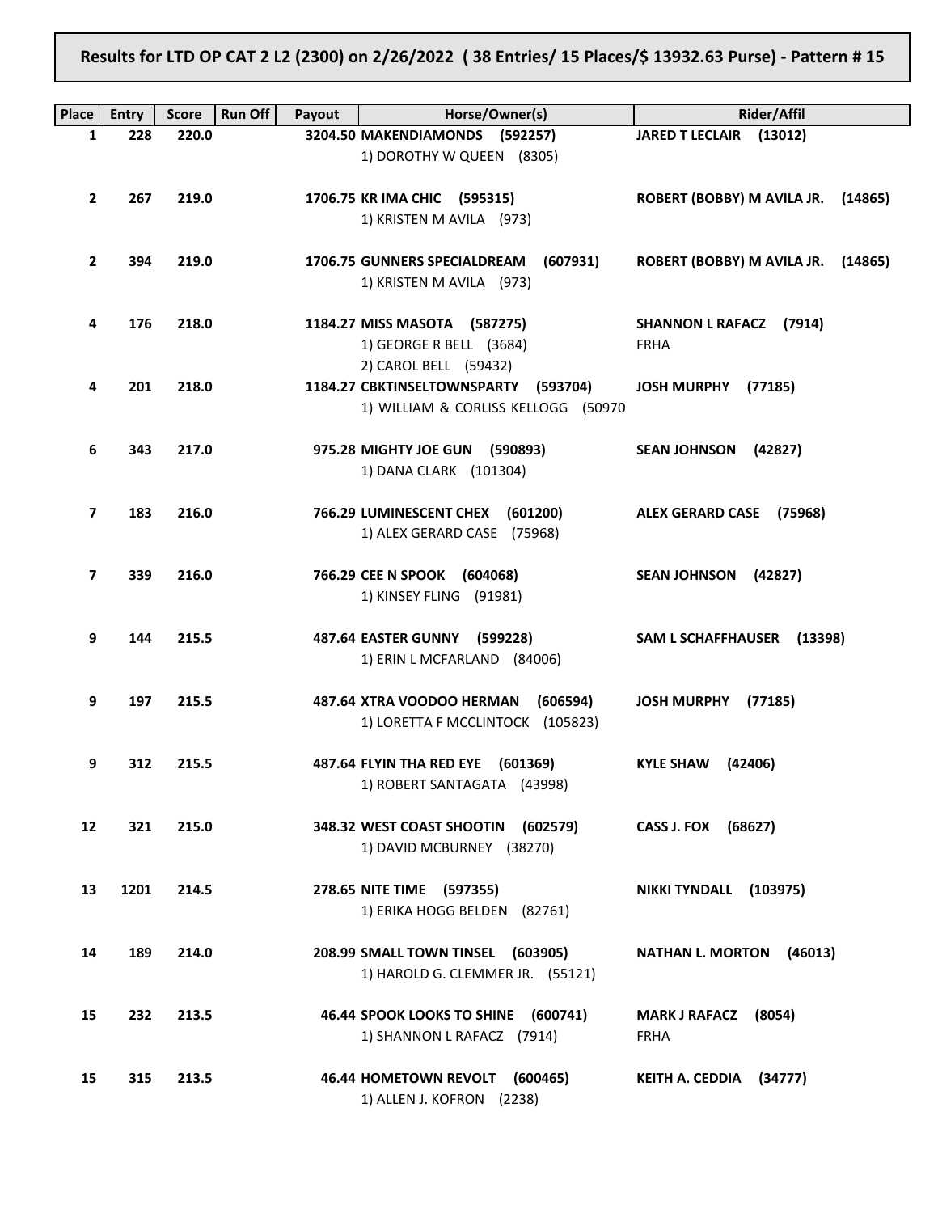# Results for LTD OP CAT 2 L2 (2300) on 2/26/2022 ( 38 Entries/ 15 Places/$ 13932.63 Purse) - Pattern # 15

| Place | Entry | Score | Run Off | Payout | Horse/Owner(s) | Rider/Affil |
|---|---|---|---|---|---|---|
| 1 | 228 | 220.0 | | 3204.50 | **MAKENDIAMONDS (592257)**<br>1) DOROTHY W QUEEN (8305) | **JARED T LECLAIR (13012)** |
| 2 | 267 | 219.0 | | 1706.75 | **KR IMA CHIC (595315)**<br>1) KRISTEN M AVILA (973) | **ROBERT (BOBBY) M AVILA JR. (14865)** |
| 2 | 394 | 219.0 | | 1706.75 | **GUNNERS SPECIALDREAM (607931)**<br>1) KRISTEN M AVILA (973) | **ROBERT (BOBBY) M AVILA JR. (14865)** |
| 4 | 176 | 218.0 | | 1184.27 | **MISS MASOTA (587275)**<br>1) GEORGE R BELL (3684)<br>2) CAROL BELL (59432) | **SHANNON L RAFACZ (7914)**<br>FRHA |
| 4 | 201 | 218.0 | | 1184.27 | **CBKTINSELTOWNSPARTY (593704)**<br>1) WILLIAM & CORLISS KELLOGG (50970 | **JOSH MURPHY (77185)** |
| 6 | 343 | 217.0 | | 975.28 | **MIGHTY JOE GUN (590893)**<br>1) DANA CLARK (101304) | **SEAN JOHNSON (42827)** |
| 7 | 183 | 216.0 | | 766.29 | **LUMINESCENT CHEX (601200)**<br>1) ALEX GERARD CASE (75968) | **ALEX GERARD CASE (75968)** |
| 7 | 339 | 216.0 | | 766.29 | **CEE N SPOOK (604068)**<br>1) KINSEY FLING (91981) | **SEAN JOHNSON (42827)** |
| 9 | 144 | 215.5 | | 487.64 | **EASTER GUNNY (599228)**<br>1) ERIN L MCFARLAND (84006) | **SAM L SCHAFFHAUSER (13398)** |
| 9 | 197 | 215.5 | | 487.64 | **XTRA VOODOO HERMAN (606594)**<br>1) LORETTA F MCCLINTOCK (105823) | **JOSH MURPHY (77185)** |
| 9 | 312 | 215.5 | | 487.64 | **FLYIN THA RED EYE (601369)**<br>1) ROBERT SANTAGATA (43998) | **KYLE SHAW (42406)** |
| 12 | 321 | 215.0 | | 348.32 | **WEST COAST SHOOTIN (602579)**<br>1) DAVID MCBURNEY (38270) | **CASS J. FOX (68627)** |
| 13 | 1201 | 214.5 | | 278.65 | **NITE TIME (597355)**<br>1) ERIKA HOGG BELDEN (82761) | **NIKKI TYNDALL (103975)** |
| 14 | 189 | 214.0 | | 208.99 | **SMALL TOWN TINSEL (603905)**<br>1) HAROLD G. CLEMMER JR. (55121) | **NATHAN L. MORTON (46013)** |
| 15 | 232 | 213.5 | | 46.44 | **SPOOK LOOKS TO SHINE (600741)**<br>1) SHANNON L RAFACZ (7914) | **MARK J RAFACZ (8054)**<br>FRHA |
| 15 | 315 | 213.5 | | 46.44 | **HOMETOWN REVOLT (600465)**<br>1) ALLEN J. KOFRON (2238) | **KEITH A. CEDDIA (34777)** |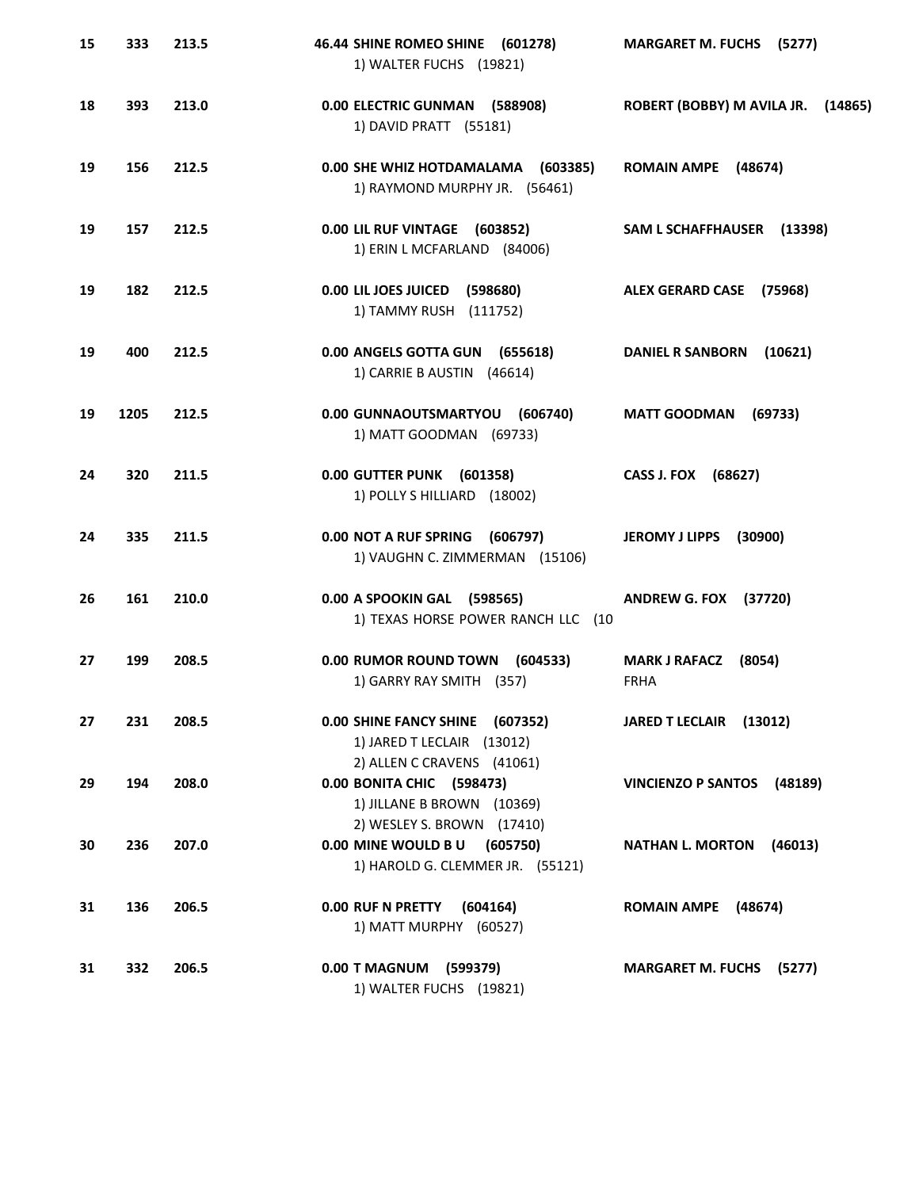| Place | Back # | Score | Earnings / Horse / Owner(s) | Rider |
|---|---|---|---|---|
| 15 | 333 | 213.5 | 46.44 **SHINE ROMEO SHINE (601278)**<br>1) WALTER FUCHS (19821) | **MARGARET M. FUCHS (5277)** |
| 18 | 393 | 213.0 | 0.00 **ELECTRIC GUNMAN (588908)**<br>1) DAVID PRATT (55181) | **ROBERT (BOBBY) M AVILA JR. (14865)** |
| 19 | 156 | 212.5 | 0.00 **SHE WHIZ HOTDAMALAMA (603385)**<br>1) RAYMOND MURPHY JR. (56461) | **ROMAIN AMPE (48674)** |
| 19 | 157 | 212.5 | 0.00 **LIL RUF VINTAGE (603852)**<br>1) ERIN L MCFARLAND (84006) | **SAM L SCHAFFHAUSER (13398)** |
| 19 | 182 | 212.5 | 0.00 **LIL JOES JUICED (598680)**<br>1) TAMMY RUSH (111752) | **ALEX GERARD CASE (75968)** |
| 19 | 400 | 212.5 | 0.00 **ANGELS GOTTA GUN (655618)**<br>1) CARRIE B AUSTIN (46614) | **DANIEL R SANBORN (10621)** |
| 19 | 1205 | 212.5 | 0.00 **GUNNAOUTSMARTYOU (606740)**<br>1) MATT GOODMAN (69733) | **MATT GOODMAN (69733)** |
| 24 | 320 | 211.5 | 0.00 **GUTTER PUNK (601358)**<br>1) POLLY S HILLIARD (18002) | **CASS J. FOX (68627)** |
| 24 | 335 | 211.5 | 0.00 **NOT A RUF SPRING (606797)**<br>1) VAUGHN C. ZIMMERMAN (15106) | **JEROMY J LIPPS (30900)** |
| 26 | 161 | 210.0 | 0.00 **A SPOOKIN GAL (598565)**<br>1) TEXAS HORSE POWER RANCH LLC (10 | **ANDREW G. FOX (37720)** |
| 27 | 199 | 208.5 | 0.00 **RUMOR ROUND TOWN (604533)**<br>1) GARRY RAY SMITH (357) | **MARK J RAFACZ (8054)**<br>FRHA |
| 27 | 231 | 208.5 | 0.00 **SHINE FANCY SHINE (607352)**<br>1) JARED T LECLAIR (13012)<br>2) ALLEN C CRAVENS (41061) | **JARED T LECLAIR (13012)** |
| 29 | 194 | 208.0 | 0.00 **BONITA CHIC (598473)**<br>1) JILLANE B BROWN (10369)<br>2) WESLEY S. BROWN (17410) | **VINCIENZO P SANTOS (48189)** |
| 30 | 236 | 207.0 | 0.00 **MINE WOULD B U (605750)**<br>1) HAROLD G. CLEMMER JR. (55121) | **NATHAN L. MORTON (46013)** |
| 31 | 136 | 206.5 | 0.00 **RUF N PRETTY (604164)**<br>1) MATT MURPHY (60527) | **ROMAIN AMPE (48674)** |
| 31 | 332 | 206.5 | 0.00 **T MAGNUM (599379)**<br>1) WALTER FUCHS (19821) | **MARGARET M. FUCHS (5277)** |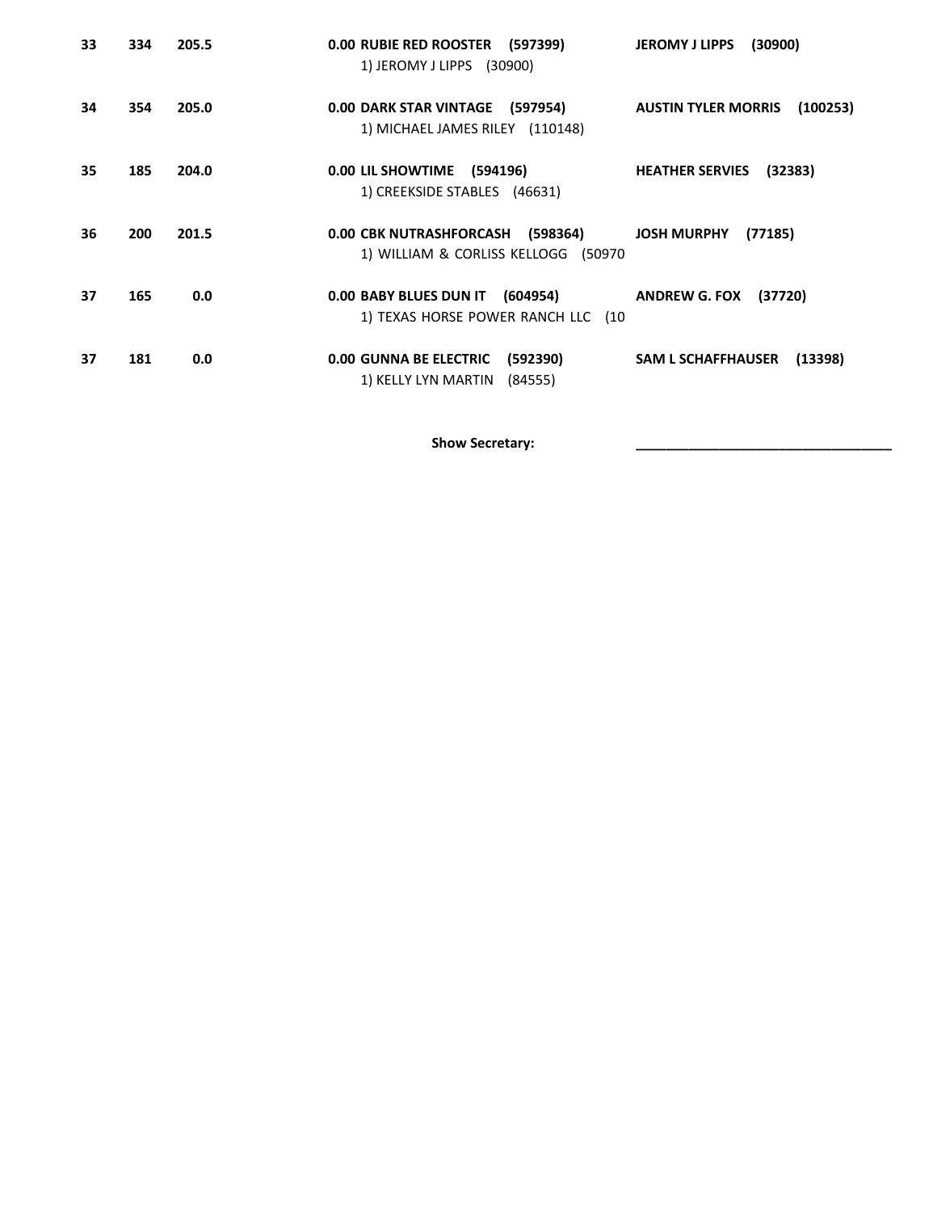| | | | | |
|---|---|---|---|---|
| **33** | **334** | **205.5** | **0.00 RUBIE RED ROOSTER (597399)**<br>1) JEROMY J LIPPS (30900) | **JEROMY J LIPPS (30900)** |
| **34** | **354** | **205.0** | **0.00 DARK STAR VINTAGE (597954)**<br>1) MICHAEL JAMES RILEY (110148) | **AUSTIN TYLER MORRIS (100253)** |
| **35** | **185** | **204.0** | **0.00 LIL SHOWTIME (594196)**<br>1) CREEKSIDE STABLES (46631) | **HEATHER SERVIES (32383)** |
| **36** | **200** | **201.5** | **0.00 CBK NUTRASHFORCASH (598364)**<br>1) WILLIAM & CORLISS KELLOGG (50970 | **JOSH MURPHY (77185)** |
| **37** | **165** | **0.0** | **0.00 BABY BLUES DUN IT (604954)**<br>1) TEXAS HORSE POWER RANCH LLC (10 | **ANDREW G. FOX (37720)** |
| **37** | **181** | **0.0** | **0.00 GUNNA BE ELECTRIC (592390)**<br>1) KELLY LYN MARTIN (84555) | **SAM L SCHAFFHAUSER (13398)** |

**Show Secretary:** ______________________________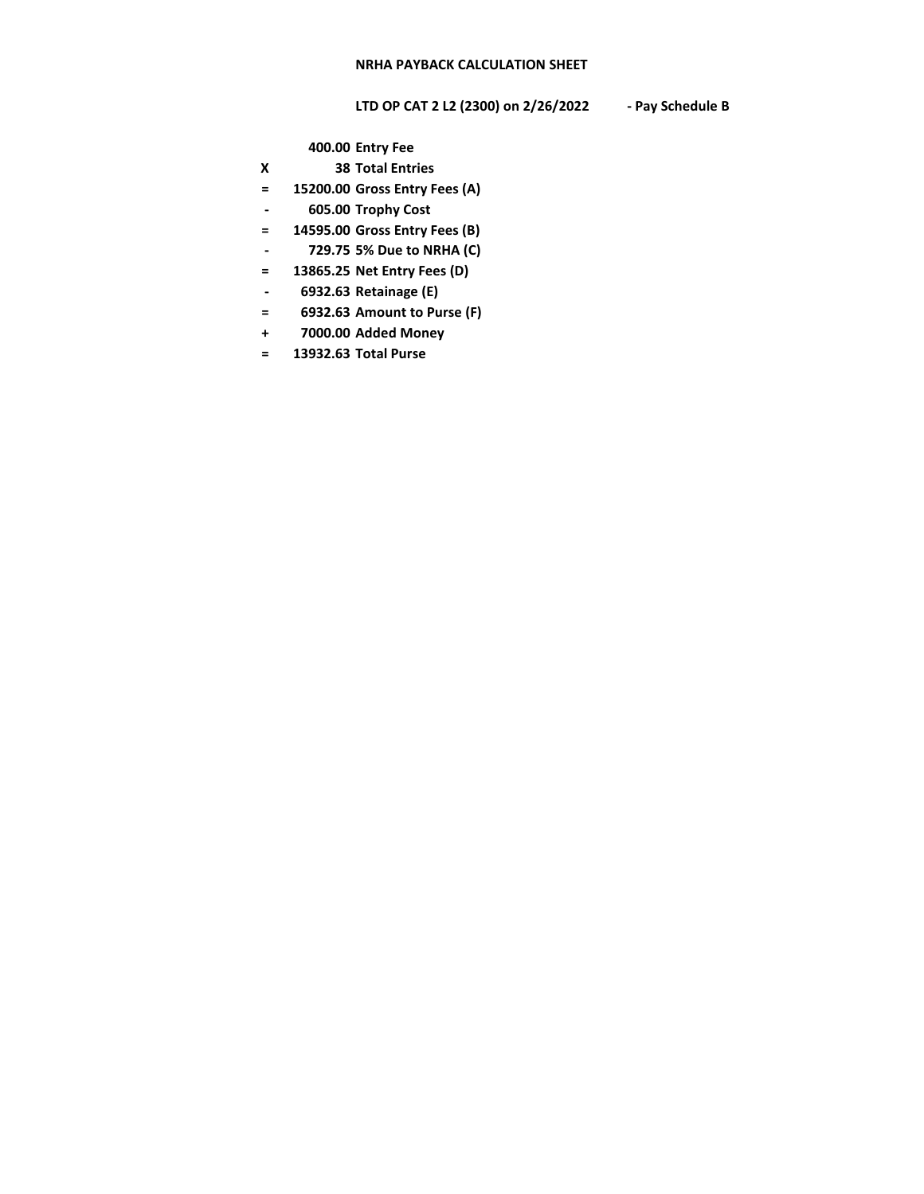**NRHA PAYBACK CALCULATION SHEET**

**LTD OP CAT 2 L2 (2300) on 2/26/2022 - Pay Schedule B**

| | | |
|---|---|---|
| | 400.00 | Entry Fee |
| X | 38 | Total Entries |
| = | 15200.00 | Gross Entry Fees (A) |
| - | 605.00 | Trophy Cost |
| = | 14595.00 | Gross Entry Fees (B) |
| - | 729.75 | 5% Due to NRHA (C) |
| = | 13865.25 | Net Entry Fees (D) |
| - | 6932.63 | Retainage (E) |
| = | 6932.63 | Amount to Purse (F) |
| + | 7000.00 | Added Money |
| = | 13932.63 | Total Purse |